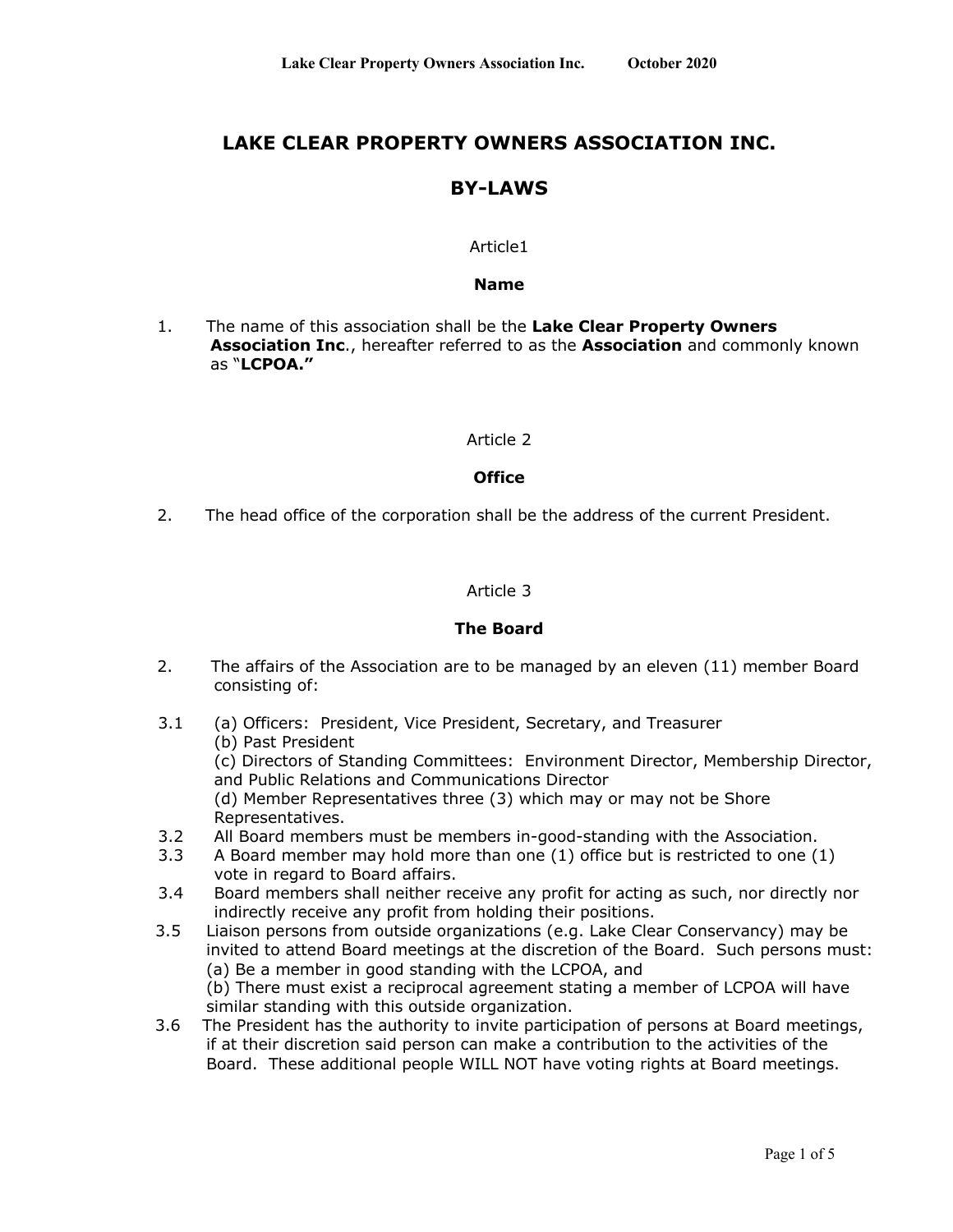# LAKE CLEAR PROPERTY OWNERS ASSOCIATION INC.

# BY-LAWS

Article1

**Name**

1. The name of this association shall be the **Lake Clear Property Owners Association Inc**., hereafter referred to as the **Association** and commonly known as "**LCPOA.**"

Article 2

**Office**

2. The head office of the corporation shall be the address of the current President.

Article 3

**The Board**

2. The affairs of the Association are to be managed by an eleven (11) member Board consisting of:

3.1 (a) Officers: President, Vice President, Secretary, and Treasurer
 (b) Past President
 (c) Directors of Standing Committees: Environment Director, Membership Director, and Public Relations and Communications Director
 (d) Member Representatives three (3) which may or may not be Shore Representatives.

3.2 All Board members must be members in-good-standing with the Association.

3.3 A Board member may hold more than one (1) office but is restricted to one (1) vote in regard to Board affairs.

3.4 Board members shall neither receive any profit for acting as such, nor directly nor indirectly receive any profit from holding their positions.

3.5 Liaison persons from outside organizations (e.g. Lake Clear Conservancy) may be invited to attend Board meetings at the discretion of the Board. Such persons must:
 (a) Be a member in good standing with the LCPOA, and
 (b) There must exist a reciprocal agreement stating a member of LCPOA will have similar standing with this outside organization.

3.6 The President has the authority to invite participation of persons at Board meetings, if at their discretion said person can make a contribution to the activities of the Board. These additional people WILL NOT have voting rights at Board meetings.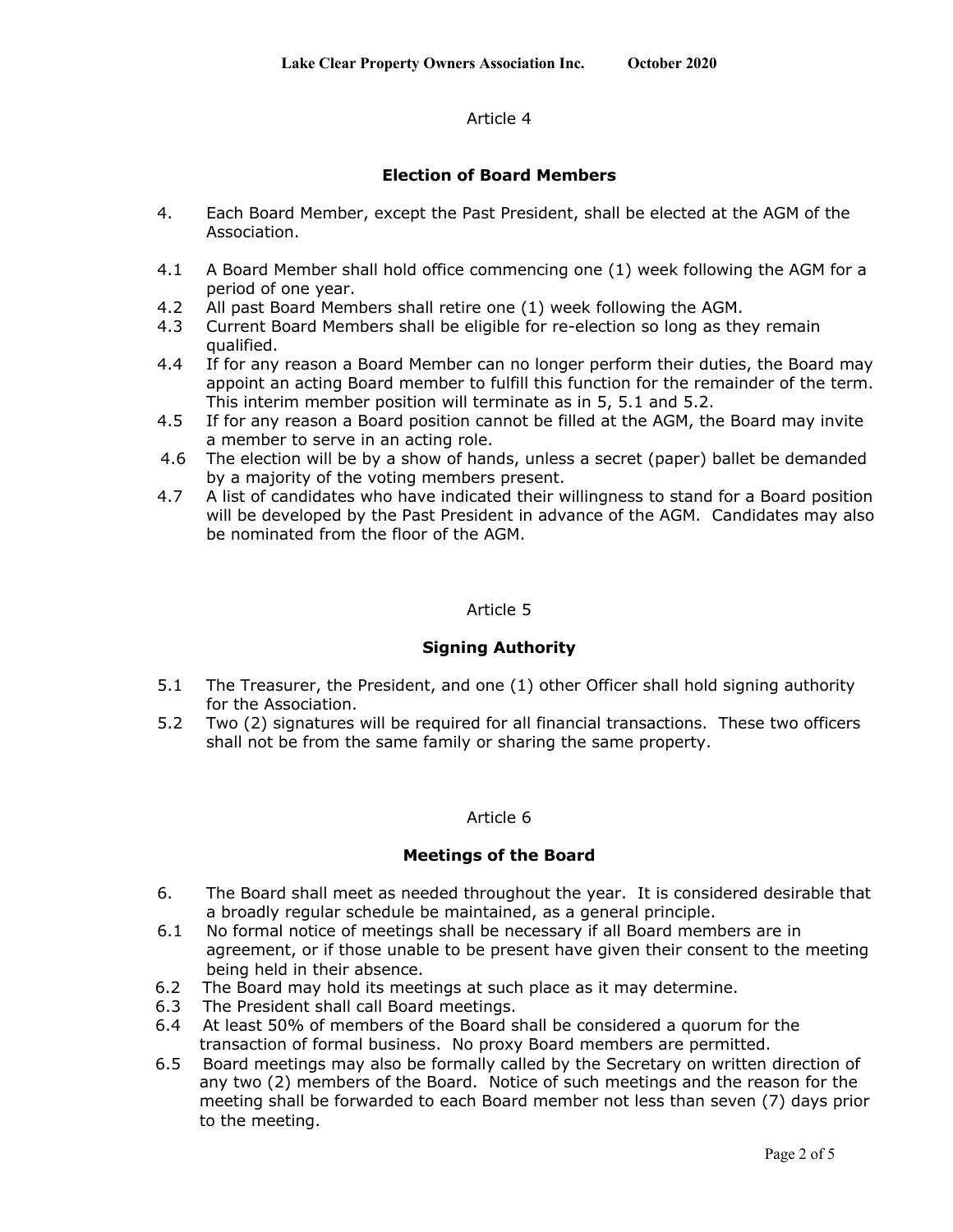Article 4

## Election of Board Members

4. Each Board Member, except the Past President, shall be elected at the AGM of the Association.

4.1 A Board Member shall hold office commencing one (1) week following the AGM for a period of one year.

4.2 All past Board Members shall retire one (1) week following the AGM.

4.3 Current Board Members shall be eligible for re-election so long as they remain qualified.

4.4 If for any reason a Board Member can no longer perform their duties, the Board may appoint an acting Board member to fulfill this function for the remainder of the term. This interim member position will terminate as in 5, 5.1 and 5.2.

4.5 If for any reason a Board position cannot be filled at the AGM, the Board may invite a member to serve in an acting role.

4.6 The election will be by a show of hands, unless a secret (paper) ballet be demanded by a majority of the voting members present.

4.7 A list of candidates who have indicated their willingness to stand for a Board position will be developed by the Past President in advance of the AGM. Candidates may also be nominated from the floor of the AGM.

Article 5

## Signing Authority

5.1 The Treasurer, the President, and one (1) other Officer shall hold signing authority for the Association.

5.2 Two (2) signatures will be required for all financial transactions. These two officers shall not be from the same family or sharing the same property.

Article 6

## Meetings of the Board

6. The Board shall meet as needed throughout the year. It is considered desirable that a broadly regular schedule be maintained, as a general principle.

6.1 No formal notice of meetings shall be necessary if all Board members are in agreement, or if those unable to be present have given their consent to the meeting being held in their absence.

6.2 The Board may hold its meetings at such place as it may determine.

6.3 The President shall call Board meetings.

6.4 At least 50% of members of the Board shall be considered a quorum for the transaction of formal business. No proxy Board members are permitted.

6.5 Board meetings may also be formally called by the Secretary on written direction of any two (2) members of the Board. Notice of such meetings and the reason for the meeting shall be forwarded to each Board member not less than seven (7) days prior to the meeting.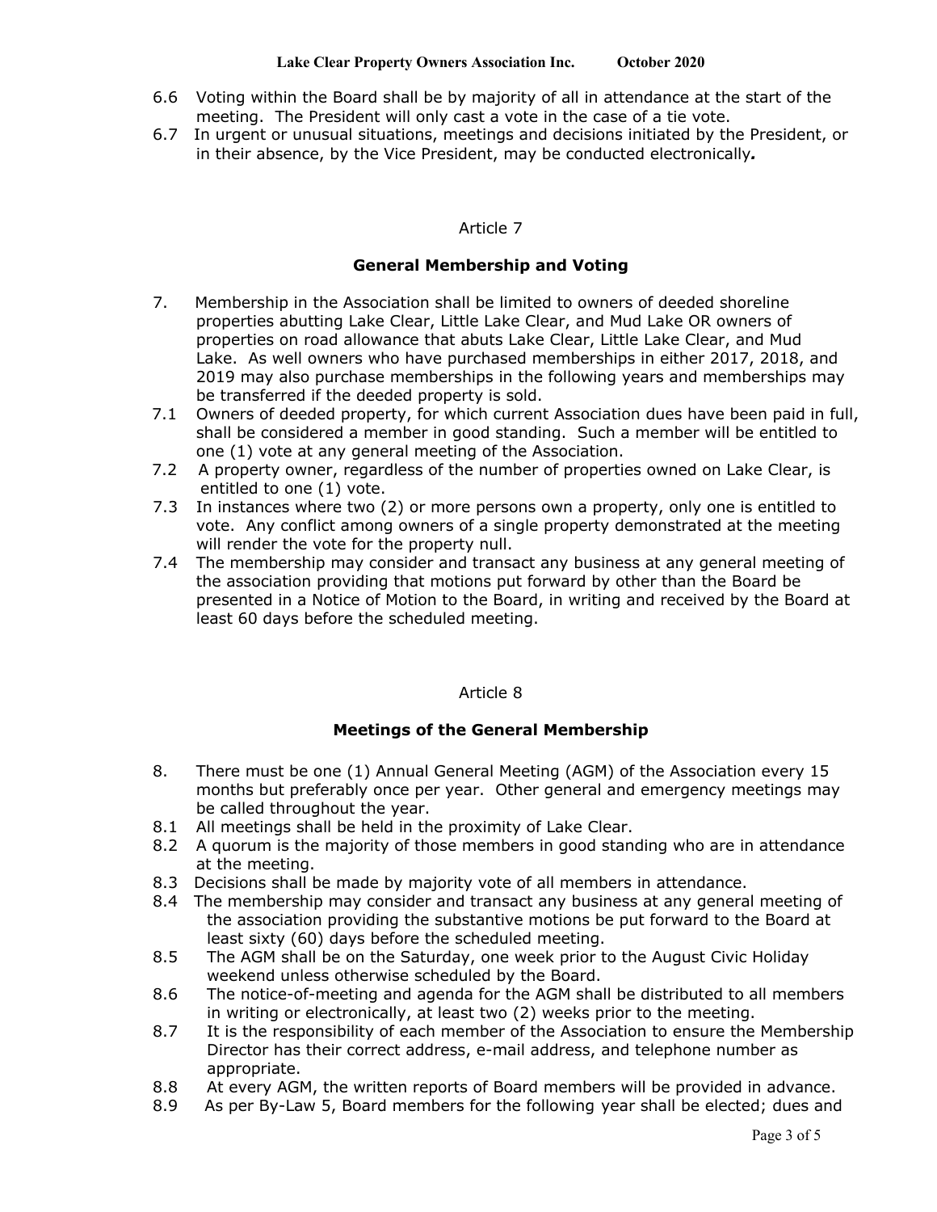6.6 Voting within the Board shall be by majority of all in attendance at the start of the meeting. The President will only cast a vote in the case of a tie vote.

6.7 In urgent or unusual situations, meetings and decisions initiated by the President, or in their absence, by the Vice President, may be conducted electronically***.***

Article 7

## General Membership and Voting

7. Membership in the Association shall be limited to owners of deeded shoreline properties abutting Lake Clear, Little Lake Clear, and Mud Lake OR owners of properties on road allowance that abuts Lake Clear, Little Lake Clear, and Mud Lake. As well owners who have purchased memberships in either 2017, 2018, and 2019 may also purchase memberships in the following years and memberships may be transferred if the deeded property is sold.

7.1 Owners of deeded property, for which current Association dues have been paid in full, shall be considered a member in good standing. Such a member will be entitled to one (1) vote at any general meeting of the Association.

7.2 A property owner, regardless of the number of properties owned on Lake Clear, is entitled to one (1) vote.

7.3 In instances where two (2) or more persons own a property, only one is entitled to vote. Any conflict among owners of a single property demonstrated at the meeting will render the vote for the property null.

7.4 The membership may consider and transact any business at any general meeting of the association providing that motions put forward by other than the Board be presented in a Notice of Motion to the Board, in writing and received by the Board at least 60 days before the scheduled meeting.

Article 8

## Meetings of the General Membership

8. There must be one (1) Annual General Meeting (AGM) of the Association every 15 months but preferably once per year. Other general and emergency meetings may be called throughout the year.

8.1 All meetings shall be held in the proximity of Lake Clear.

8.2 A quorum is the majority of those members in good standing who are in attendance at the meeting.

8.3 Decisions shall be made by majority vote of all members in attendance.

8.4 The membership may consider and transact any business at any general meeting of the association providing the substantive motions be put forward to the Board at least sixty (60) days before the scheduled meeting.

8.5 The AGM shall be on the Saturday, one week prior to the August Civic Holiday weekend unless otherwise scheduled by the Board.

8.6 The notice-of-meeting and agenda for the AGM shall be distributed to all members in writing or electronically, at least two (2) weeks prior to the meeting.

8.7 It is the responsibility of each member of the Association to ensure the Membership Director has their correct address, e-mail address, and telephone number as appropriate.

8.8 At every AGM, the written reports of Board members will be provided in advance.

8.9 As per By-Law 5, Board members for the following year shall be elected; dues and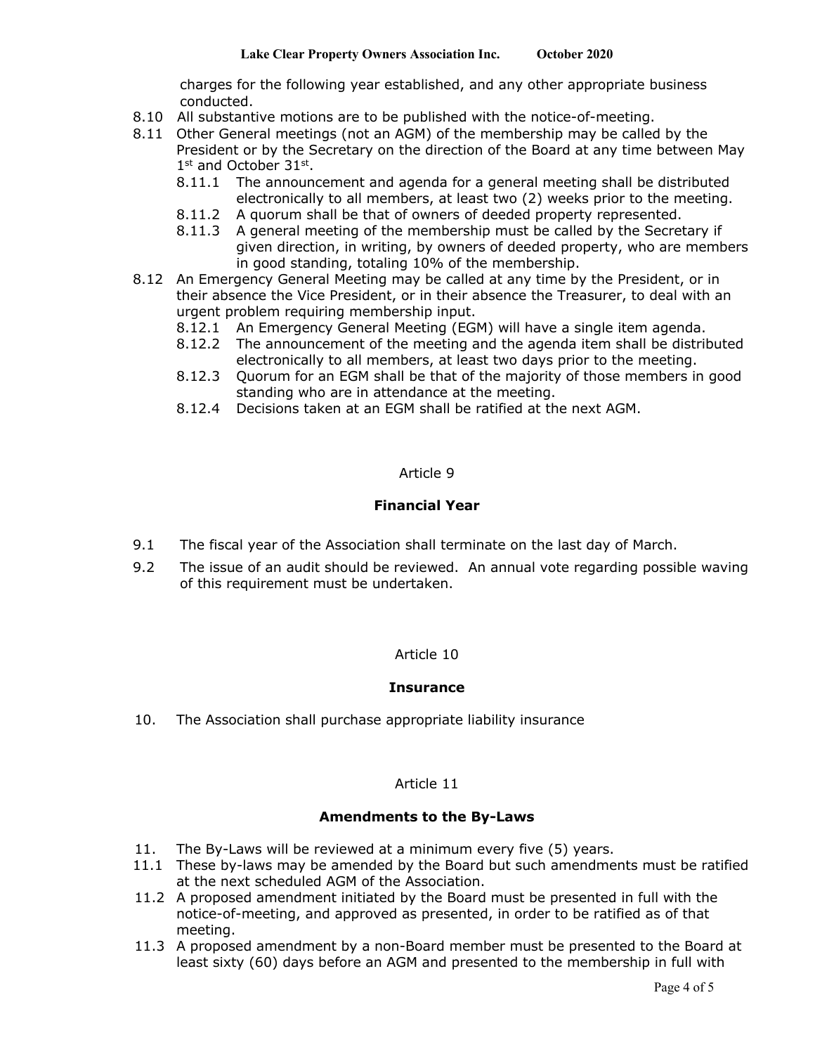charges for the following year established, and any other appropriate business conducted.

8.10 All substantive motions are to be published with the notice-of-meeting.

8.11 Other General meetings (not an AGM) of the membership may be called by the President or by the Secretary on the direction of the Board at any time between May 1st and October 31st.

- 8.11.1 The announcement and agenda for a general meeting shall be distributed electronically to all members, at least two (2) weeks prior to the meeting.
- 8.11.2 A quorum shall be that of owners of deeded property represented.
- 8.11.3 A general meeting of the membership must be called by the Secretary if given direction, in writing, by owners of deeded property, who are members in good standing, totaling 10% of the membership.

8.12 An Emergency General Meeting may be called at any time by the President, or in their absence the Vice President, or in their absence the Treasurer, to deal with an urgent problem requiring membership input.

- 8.12.1 An Emergency General Meeting (EGM) will have a single item agenda.
- 8.12.2 The announcement of the meeting and the agenda item shall be distributed electronically to all members, at least two days prior to the meeting.
- 8.12.3 Quorum for an EGM shall be that of the majority of those members in good standing who are in attendance at the meeting.
- 8.12.4 Decisions taken at an EGM shall be ratified at the next AGM.

## Article 9

### Financial Year

9.1 The fiscal year of the Association shall terminate on the last day of March.

9.2 The issue of an audit should be reviewed. An annual vote regarding possible waving of this requirement must be undertaken.

## Article 10

### Insurance

10. The Association shall purchase appropriate liability insurance

## Article 11

### Amendments to the By-Laws

11. The By-Laws will be reviewed at a minimum every five (5) years.

11.1 These by-laws may be amended by the Board but such amendments must be ratified at the next scheduled AGM of the Association.

11.2 A proposed amendment initiated by the Board must be presented in full with the notice-of-meeting, and approved as presented, in order to be ratified as of that meeting.

11.3 A proposed amendment by a non-Board member must be presented to the Board at least sixty (60) days before an AGM and presented to the membership in full with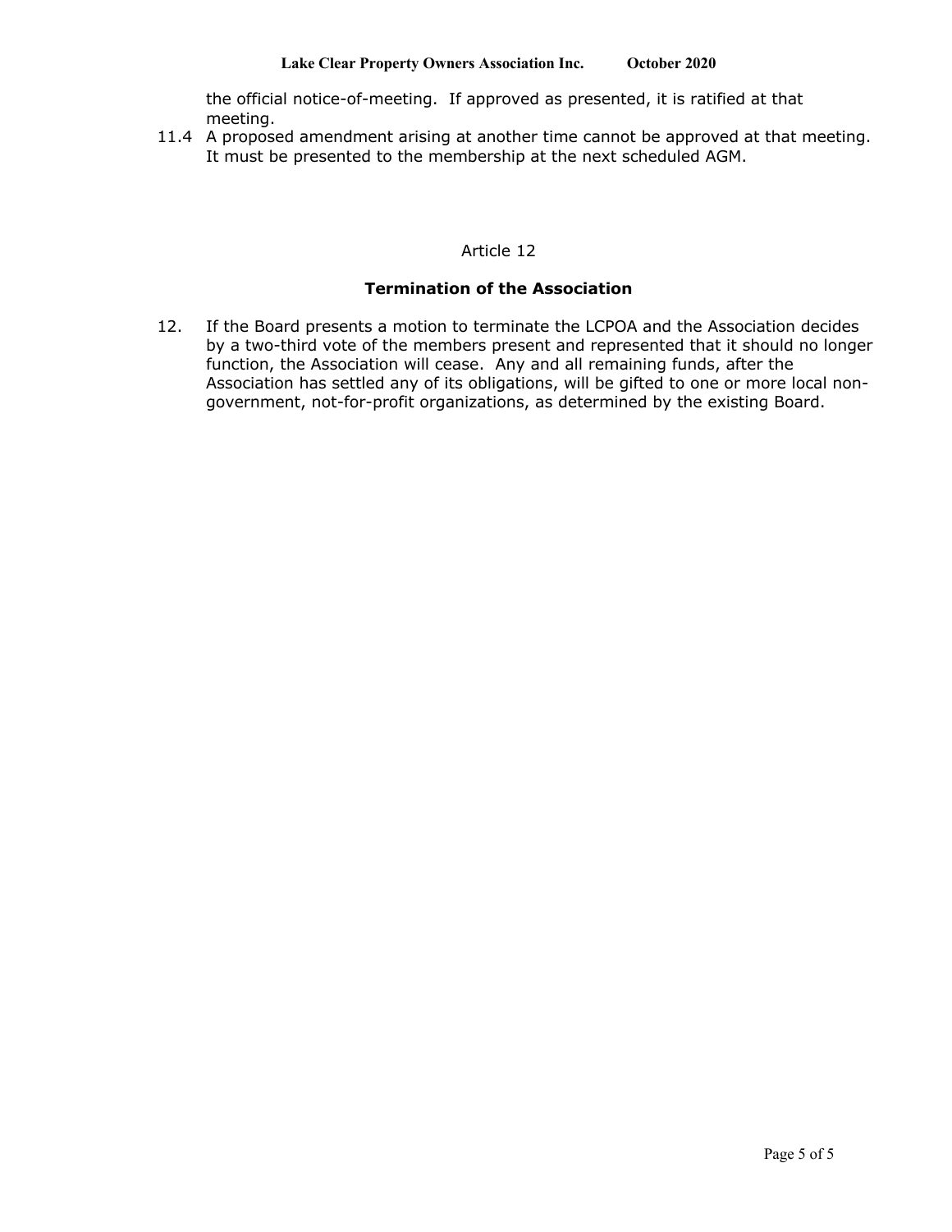the official notice-of-meeting. If approved as presented, it is ratified at that meeting.

11.4 A proposed amendment arising at another time cannot be approved at that meeting. It must be presented to the membership at the next scheduled AGM.

## Article 12

### **Termination of the Association**

12. If the Board presents a motion to terminate the LCPOA and the Association decides by a two-third vote of the members present and represented that it should no longer function, the Association will cease. Any and all remaining funds, after the Association has settled any of its obligations, will be gifted to one or more local non-government, not-for-profit organizations, as determined by the existing Board.